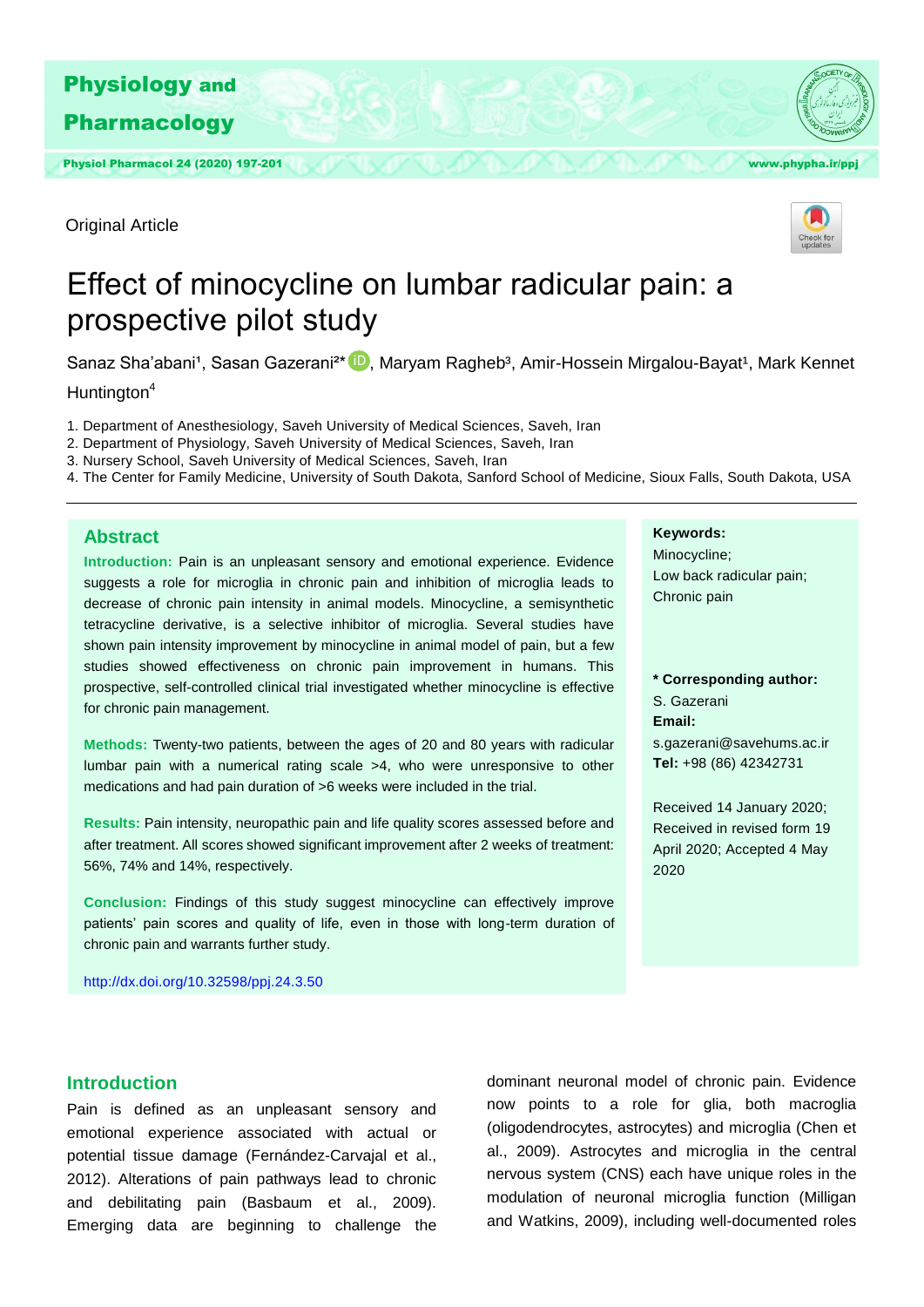Original Article

# Effect of minocycline on lumbar radicular pain: a prospective pilot study

Sanaz Sha'abani[1], Sasan Gazerani[2]*, Maryam Ragheb[3], Amir-Hossein Mirgalou-Bayat[1], Mark Kennet Huntington[4]

1. Department of Anesthesiology, Saveh University of Medical Sciences, Saveh, Iran
2. Department of Physiology, Saveh University of Medical Sciences, Saveh, Iran
3. Nursery School, Saveh University of Medical Sciences, Saveh, Iran
4. The Center for Family Medicine, University of South Dakota, Sanford School of Medicine, Sioux Falls, South Dakota, USA

## Abstract

**Introduction:** Pain is an unpleasant sensory and emotional experience. Evidence suggests a role for microglia in chronic pain and inhibition of microglia leads to decrease of chronic pain intensity in animal models. Minocycline, a semisynthetic tetracycline derivative, is a selective inhibitor of microglia. Several studies have shown pain intensity improvement by minocycline in animal model of pain, but a few studies showed effectiveness on chronic pain improvement in humans. This prospective, self-controlled clinical trial investigated whether minocycline is effective for chronic pain management.

**Methods:** Twenty-two patients, between the ages of 20 and 80 years with radicular lumbar pain with a numerical rating scale >4, who were unresponsive to other medications and had pain duration of >6 weeks were included in the trial.

**Results:** Pain intensity, neuropathic pain and life quality scores assessed before and after treatment. All scores showed significant improvement after 2 weeks of treatment: 56%, 74% and 14%, respectively.

**Conclusion:** Findings of this study suggest minocycline can effectively improve patients' pain scores and quality of life, even in those with long-term duration of chronic pain and warrants further study.

http://dx.doi.org/10.32598/ppj.24.3.50

**Keywords:**
Minocycline;
Low back radicular pain;
Chronic pain

**\* Corresponding author:**
S. Gazerani
**Email:**
s.gazerani@savehums.ac.ir
**Tel:** +98 (86) 42342731

Received 14 January 2020; Received in revised form 19 April 2020; Accepted 4 May 2020

## Introduction

Pain is defined as an unpleasant sensory and emotional experience associated with actual or potential tissue damage (Fernández-Carvajal et al., 2012). Alterations of pain pathways lead to chronic and debilitating pain (Basbaum et al., 2009). Emerging data are beginning to challenge the dominant neuronal model of chronic pain. Evidence now points to a role for glia, both macroglia (oligodendrocytes, astrocytes) and microglia (Chen et al., 2009). Astrocytes and microglia in the central nervous system (CNS) each have unique roles in the modulation of neuronal microglia function (Milligan and Watkins, 2009), including well-documented roles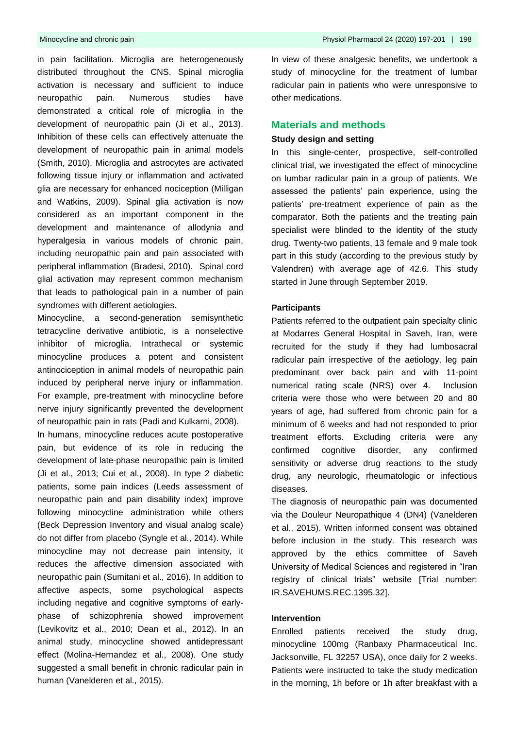in pain facilitation. Microglia are heterogeneously distributed throughout the CNS. Spinal microglia activation is necessary and sufficient to induce neuropathic pain. Numerous studies have demonstrated a critical role of microglia in the development of neuropathic pain (Ji et al., 2013). Inhibition of these cells can effectively attenuate the development of neuropathic pain in animal models (Smith, 2010). Microglia and astrocytes are activated following tissue injury or inflammation and activated glia are necessary for enhanced nociception (Milligan and Watkins, 2009). Spinal glia activation is now considered as an important component in the development and maintenance of allodynia and hyperalgesia in various models of chronic pain, including neuropathic pain and pain associated with peripheral inflammation (Bradesi, 2010). Spinal cord glial activation may represent common mechanism that leads to pathological pain in a number of pain syndromes with different aetiologies.

Minocycline, a second-generation semisynthetic tetracycline derivative antibiotic, is a nonselective inhibitor of microglia. Intrathecal or systemic minocycline produces a potent and consistent antinociception in animal models of neuropathic pain induced by peripheral nerve injury or inflammation. For example, pre-treatment with minocycline before nerve injury significantly prevented the development of neuropathic pain in rats (Padi and Kulkarni, 2008).

In humans, minocycline reduces acute postoperative pain, but evidence of its role in reducing the development of late-phase neuropathic pain is limited (Ji et al., 2013; Cui et al., 2008). In type 2 diabetic patients, some pain indices (Leeds assessment of neuropathic pain and pain disability index) improve following minocycline administration while others (Beck Depression Inventory and visual analog scale) do not differ from placebo (Syngle et al., 2014). While minocycline may not decrease pain intensity, it reduces the affective dimension associated with neuropathic pain (Sumitani et al., 2016). In addition to affective aspects, some psychological aspects including negative and cognitive symptoms of early-phase of schizophrenia showed improvement (Levikovitz et al., 2010; Dean et al., 2012). In an animal study, minocycline showed antidepressant effect (Molina-Hernandez et al., 2008). One study suggested a small benefit in chronic radicular pain in human (Vanelderen et al., 2015).

In view of these analgesic benefits, we undertook a study of minocycline for the treatment of lumbar radicular pain in patients who were unresponsive to other medications.

## Materials and methods

### Study design and setting

In this single-center, prospective, self-controlled clinical trial, we investigated the effect of minocycline on lumbar radicular pain in a group of patients. We assessed the patients' pain experience, using the patients' pre-treatment experience of pain as the comparator. Both the patients and the treating pain specialist were blinded to the identity of the study drug. Twenty-two patients, 13 female and 9 male took part in this study (according to the previous study by Valendren) with average age of 42.6. This study started in June through September 2019.

### Participants

Patients referred to the outpatient pain specialty clinic at Modarres General Hospital in Saveh, Iran, were recruited for the study if they had lumbosacral radicular pain irrespective of the aetiology, leg pain predominant over back pain and with 11-point numerical rating scale (NRS) over 4. Inclusion criteria were those who were between 20 and 80 years of age, had suffered from chronic pain for a minimum of 6 weeks and had not responded to prior treatment efforts. Excluding criteria were any confirmed cognitive disorder, any confirmed sensitivity or adverse drug reactions to the study drug, any neurologic, rheumatologic or infectious diseases.

The diagnosis of neuropathic pain was documented via the Douleur Neuropathique 4 (DN4) (Vanelderen et al., 2015). Written informed consent was obtained before inclusion in the study. This research was approved by the ethics committee of Saveh University of Medical Sciences and registered in "Iran registry of clinical trials" website [Trial number: IR.SAVEHUMS.REC.1395.32].

### Intervention

Enrolled patients received the study drug, minocycline 100mg (Ranbaxy Pharmaceutical Inc. Jacksonville, FL 32257 USA), once daily for 2 weeks. Patients were instructed to take the study medication in the morning, 1h before or 1h after breakfast with a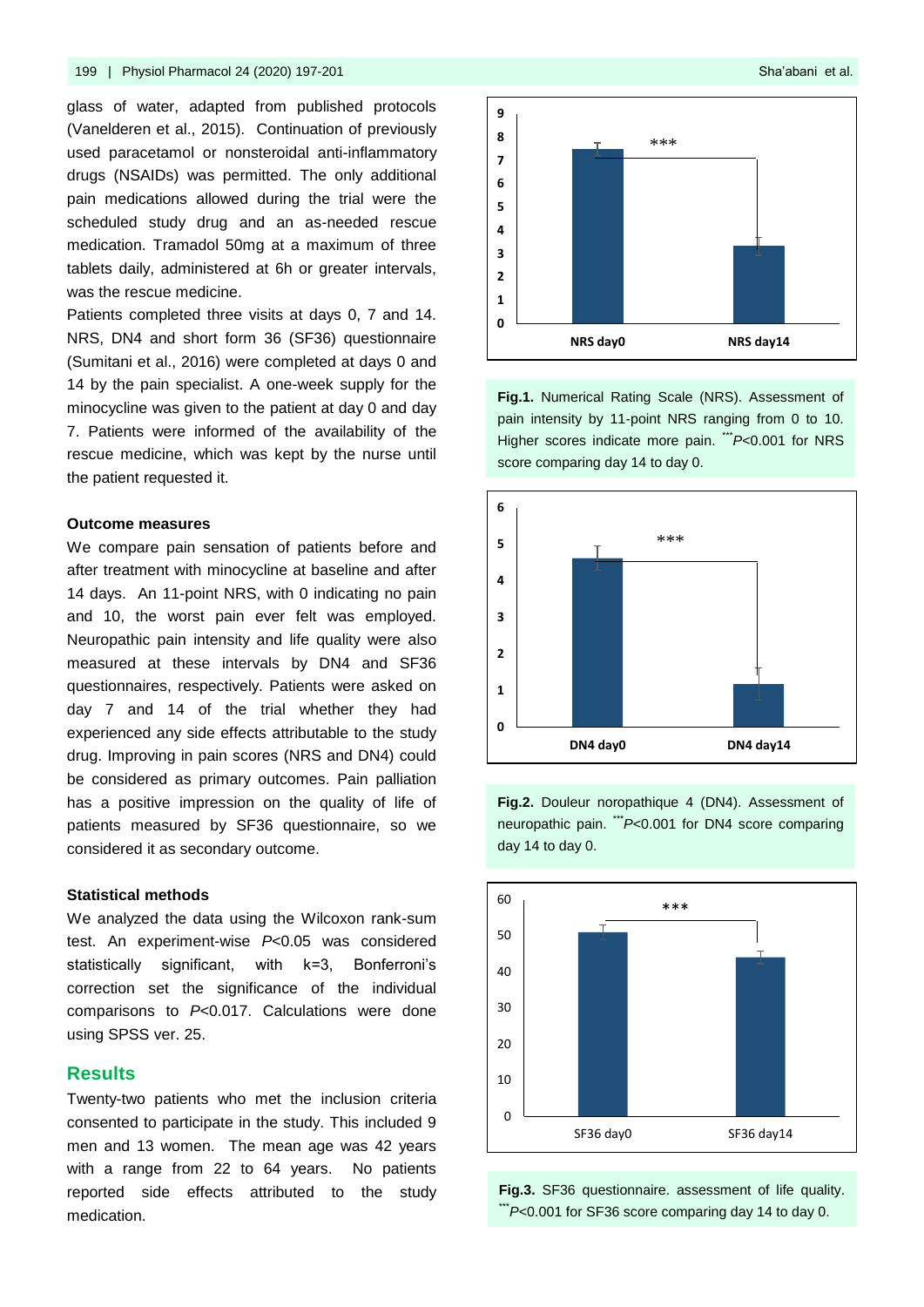glass of water, adapted from published protocols (Vanelderen et al., 2015). Continuation of previously used paracetamol or nonsteroidal anti-inflammatory drugs (NSAIDs) was permitted. The only additional pain medications allowed during the trial were the scheduled study drug and an as-needed rescue medication. Tramadol 50mg at a maximum of three tablets daily, administered at 6h or greater intervals, was the rescue medicine.

Patients completed three visits at days 0, 7 and 14. NRS, DN4 and short form 36 (SF36) questionnaire (Sumitani et al., 2016) were completed at days 0 and 14 by the pain specialist. A one-week supply for the minocycline was given to the patient at day 0 and day 7. Patients were informed of the availability of the rescue medicine, which was kept by the nurse until the patient requested it.

### Outcome measures

We compare pain sensation of patients before and after treatment with minocycline at baseline and after 14 days. An 11-point NRS, with 0 indicating no pain and 10, the worst pain ever felt was employed. Neuropathic pain intensity and life quality were also measured at these intervals by DN4 and SF36 questionnaires, respectively. Patients were asked on day 7 and 14 of the trial whether they had experienced any side effects attributable to the study drug. Improving in pain scores (NRS and DN4) could be considered as primary outcomes. Pain palliation has a positive impression on the quality of life of patients measured by SF36 questionnaire, so we considered it as secondary outcome.

### Statistical methods

We analyzed the data using the Wilcoxon rank-sum test. An experiment-wise $P<0.05$ was considered statistically significant, with k=3, Bonferroni's correction set the significance of the individual comparisons to $P<0.017$. Calculations were done using SPSS ver. 25.

## Results

Twenty-two patients who met the inclusion criteria consented to participate in the study. This included 9 men and 13 women. The mean age was 42 years with a range from 22 to 64 years. No patients reported side effects attributed to the study medication.

**Fig.1.** Numerical Rating Scale (NRS). Assessment of pain intensity by 11-point NRS ranging from 0 to 10. Higher scores indicate more pain. $^{***}P<0.001$ for NRS score comparing day 14 to day 0.

**Fig.2.** Douleur noropathique 4 (DN4). Assessment of neuropathic pain. $^{***}P<0.001$ for DN4 score comparing day 14 to day 0.

**Fig.3.** SF36 questionnaire. assessment of life quality. $^{***}P<0.001$ for SF36 score comparing day 14 to day 0.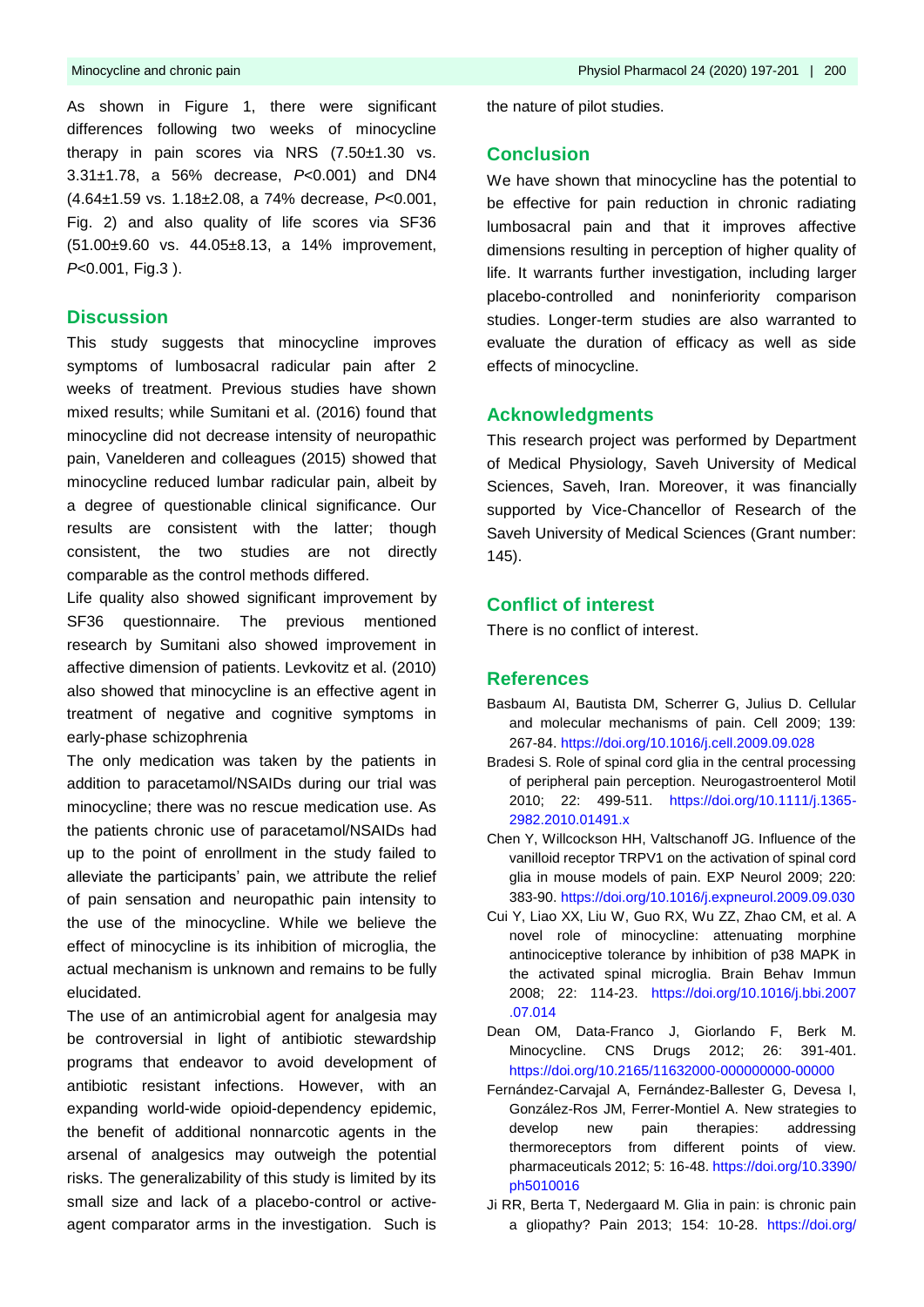As shown in Figure 1, there were significant differences following two weeks of minocycline therapy in pain scores via NRS (7.50±1.30 vs. 3.31±1.78, a 56% decrease, *P*<0.001) and DN4 (4.64±1.59 vs. 1.18±2.08, a 74% decrease, *P*<0.001, Fig. 2) and also quality of life scores via SF36 (51.00±9.60 vs. 44.05±8.13, a 14% improvement, *P*<0.001, Fig.3 ).

## Discussion

This study suggests that minocycline improves symptoms of lumbosacral radicular pain after 2 weeks of treatment. Previous studies have shown mixed results; while Sumitani et al. (2016) found that minocycline did not decrease intensity of neuropathic pain, Vanelderen and colleagues (2015) showed that minocycline reduced lumbar radicular pain, albeit by a degree of questionable clinical significance. Our results are consistent with the latter; though consistent, the two studies are not directly comparable as the control methods differed.

Life quality also showed significant improvement by SF36 questionnaire. The previous mentioned research by Sumitani also showed improvement in affective dimension of patients. Levkovitz et al. (2010) also showed that minocycline is an effective agent in treatment of negative and cognitive symptoms in early-phase schizophrenia

The only medication was taken by the patients in addition to paracetamol/NSAIDs during our trial was minocycline; there was no rescue medication use. As the patients chronic use of paracetamol/NSAIDs had up to the point of enrollment in the study failed to alleviate the participants' pain, we attribute the relief of pain sensation and neuropathic pain intensity to the use of the minocycline. While we believe the effect of minocycline is its inhibition of microglia, the actual mechanism is unknown and remains to be fully elucidated.

The use of an antimicrobial agent for analgesia may be controversial in light of antibiotic stewardship programs that endeavor to avoid development of antibiotic resistant infections. However, with an expanding world-wide opioid-dependency epidemic, the benefit of additional nonnarcotic agents in the arsenal of analgesics may outweigh the potential risks. The generalizability of this study is limited by its small size and lack of a placebo-control or active-agent comparator arms in the investigation. Such is the nature of pilot studies.

## Conclusion

We have shown that minocycline has the potential to be effective for pain reduction in chronic radiating lumbosacral pain and that it improves affective dimensions resulting in perception of higher quality of life. It warrants further investigation, including larger placebo-controlled and noninferiority comparison studies. Longer-term studies are also warranted to evaluate the duration of efficacy as well as side effects of minocycline.

## Acknowledgments

This research project was performed by Department of Medical Physiology, Saveh University of Medical Sciences, Saveh, Iran. Moreover, it was financially supported by Vice-Chancellor of Research of the Saveh University of Medical Sciences (Grant number: 145).

## Conflict of interest

There is no conflict of interest.

## References

Basbaum AI, Bautista DM, Scherrer G, Julius D. Cellular and molecular mechanisms of pain. Cell 2009; 139: 267-84. https://doi.org/10.1016/j.cell.2009.09.028

Bradesi S. Role of spinal cord glia in the central processing of peripheral pain perception. Neurogastroenterol Motil 2010; 22: 499-511. https://doi.org/10.1111/j.1365-2982.2010.01491.x

Chen Y, Willcockson HH, Valtschanoff JG. Influence of the vanilloid receptor TRPV1 on the activation of spinal cord glia in mouse models of pain. EXP Neurol 2009; 220: 383-90. https://doi.org/10.1016/j.expneurol.2009.09.030

Cui Y, Liao XX, Liu W, Guo RX, Wu ZZ, Zhao CM, et al. A novel role of minocycline: attenuating morphine antinociceptive tolerance by inhibition of p38 MAPK in the activated spinal microglia. Brain Behav Immun 2008; 22: 114-23. https://doi.org/10.1016/j.bbi.2007.07.014

Dean OM, Data-Franco J, Giorlando F, Berk M. Minocycline. CNS Drugs 2012; 26: 391-401. https://doi.org/10.2165/11632000-000000000-00000

Fernández-Carvajal A, Fernández-Ballester G, Devesa I, González-Ros JM, Ferrer-Montiel A. New strategies to develop new pain therapies: addressing thermoreceptors from different points of view. pharmaceuticals 2012; 5: 16-48. https://doi.org/10.3390/ph5010016

Ji RR, Berta T, Nedergaard M. Glia in pain: is chronic pain a gliopathy? Pain 2013; 154: 10-28. https://doi.org/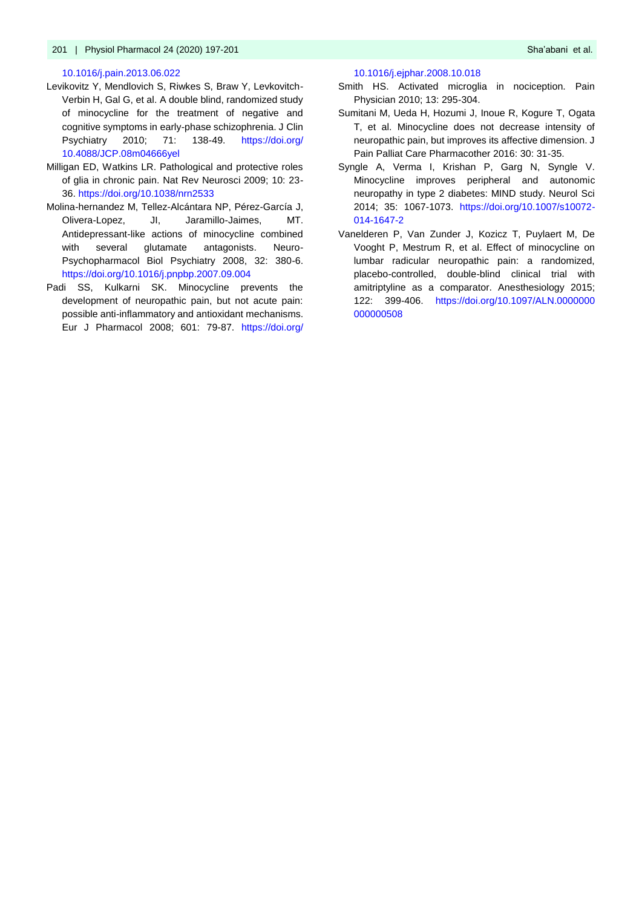10.1016/j.pain.2013.06.022

Levikovitz Y, Mendlovich S, Riwkes S, Braw Y, Levkovitch-Verbin H, Gal G, et al. A double blind, randomized study of minocycline for the treatment of negative and cognitive symptoms in early-phase schizophrenia. J Clin Psychiatry 2010; 71: 138-49. https://doi.org/10.4088/JCP.08m04666yel

Milligan ED, Watkins LR. Pathological and protective roles of glia in chronic pain. Nat Rev Neurosci 2009; 10: 23-36. https://doi.org/10.1038/nrn2533

Molina-hernandez M, Tellez-Alcántara NP, Pérez-García J, Olivera-Lopez, JI, Jaramillo-Jaimes, MT. Antidepressant-like actions of minocycline combined with several glutamate antagonists. Neuro-Psychopharmacol Biol Psychiatry 2008, 32: 380-6. https://doi.org/10.1016/j.pnpbp.2007.09.004

Padi SS, Kulkarni SK. Minocycline prevents the development of neuropathic pain, but not acute pain: possible anti-inflammatory and antioxidant mechanisms. Eur J Pharmacol 2008; 601: 79-87. https://doi.org/10.1016/j.ejphar.2008.10.018

Smith HS. Activated microglia in nociception. Pain Physician 2010; 13: 295-304.

Sumitani M, Ueda H, Hozumi J, Inoue R, Kogure T, Ogata T, et al. Minocycline does not decrease intensity of neuropathic pain, but improves its affective dimension. J Pain Palliat Care Pharmacother 2016: 30: 31-35.

Syngle A, Verma I, Krishan P, Garg N, Syngle V. Minocycline improves peripheral and autonomic neuropathy in type 2 diabetes: MIND study. Neurol Sci 2014; 35: 1067-1073. https://doi.org/10.1007/s10072-014-1647-2

Vanelderen P, Van Zunder J, Kozicz T, Puylaert M, De Vooght P, Mestrum R, et al. Effect of minocycline on lumbar radicular neuropathic pain: a randomized, placebo-controlled, double-blind clinical trial with amitriptyline as a comparator. Anesthesiology 2015; 122: 399-406. https://doi.org/10.1097/ALN.0000000000000508